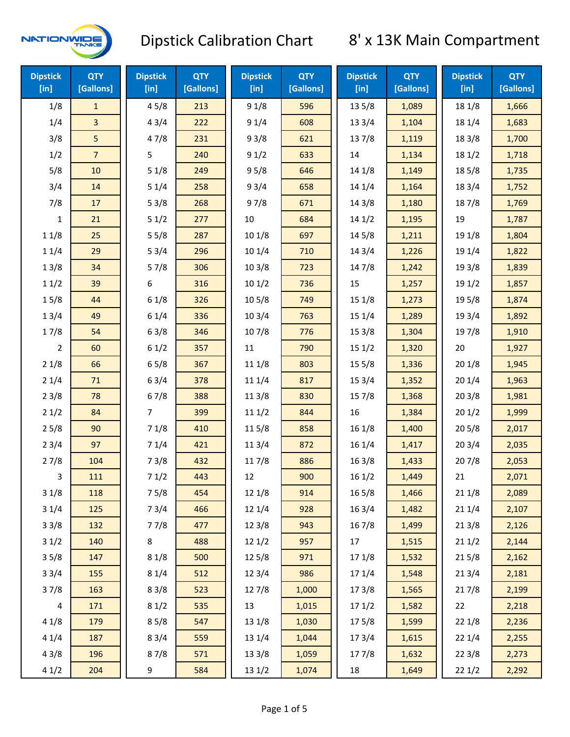# Dipstick Calibration Chart

## 8' x 13K Main Compartment

| Dipstick [in] | QTY [Gallons] | Dipstick [in] | QTY [Gallons] | Dipstick [in] | QTY [Gallons] | Dipstick [in] | QTY [Gallons] | Dipstick [in] | QTY [Gallons] |
|---|---|---|---|---|---|---|---|---|---|
| 1/8 | 1 | 4 5/8 | 213 | 9 1/8 | 596 | 13 5/8 | 1,089 | 18 1/8 | 1,666 |
| 1/4 | 3 | 4 3/4 | 222 | 9 1/4 | 608 | 13 3/4 | 1,104 | 18 1/4 | 1,683 |
| 3/8 | 5 | 4 7/8 | 231 | 9 3/8 | 621 | 13 7/8 | 1,119 | 18 3/8 | 1,700 |
| 1/2 | 7 | 5 | 240 | 9 1/2 | 633 | 14 | 1,134 | 18 1/2 | 1,718 |
| 5/8 | 10 | 5 1/8 | 249 | 9 5/8 | 646 | 14 1/8 | 1,149 | 18 5/8 | 1,735 |
| 3/4 | 14 | 5 1/4 | 258 | 9 3/4 | 658 | 14 1/4 | 1,164 | 18 3/4 | 1,752 |
| 7/8 | 17 | 5 3/8 | 268 | 9 7/8 | 671 | 14 3/8 | 1,180 | 18 7/8 | 1,769 |
| 1 | 21 | 5 1/2 | 277 | 10 | 684 | 14 1/2 | 1,195 | 19 | 1,787 |
| 1 1/8 | 25 | 5 5/8 | 287 | 10 1/8 | 697 | 14 5/8 | 1,211 | 19 1/8 | 1,804 |
| 1 1/4 | 29 | 5 3/4 | 296 | 10 1/4 | 710 | 14 3/4 | 1,226 | 19 1/4 | 1,822 |
| 1 3/8 | 34 | 5 7/8 | 306 | 10 3/8 | 723 | 14 7/8 | 1,242 | 19 3/8 | 1,839 |
| 1 1/2 | 39 | 6 | 316 | 10 1/2 | 736 | 15 | 1,257 | 19 1/2 | 1,857 |
| 1 5/8 | 44 | 6 1/8 | 326 | 10 5/8 | 749 | 15 1/8 | 1,273 | 19 5/8 | 1,874 |
| 1 3/4 | 49 | 6 1/4 | 336 | 10 3/4 | 763 | 15 1/4 | 1,289 | 19 3/4 | 1,892 |
| 1 7/8 | 54 | 6 3/8 | 346 | 10 7/8 | 776 | 15 3/8 | 1,304 | 19 7/8 | 1,910 |
| 2 | 60 | 6 1/2 | 357 | 11 | 790 | 15 1/2 | 1,320 | 20 | 1,927 |
| 2 1/8 | 66 | 6 5/8 | 367 | 11 1/8 | 803 | 15 5/8 | 1,336 | 20 1/8 | 1,945 |
| 2 1/4 | 71 | 6 3/4 | 378 | 11 1/4 | 817 | 15 3/4 | 1,352 | 20 1/4 | 1,963 |
| 2 3/8 | 78 | 6 7/8 | 388 | 11 3/8 | 830 | 15 7/8 | 1,368 | 20 3/8 | 1,981 |
| 2 1/2 | 84 | 7 | 399 | 11 1/2 | 844 | 16 | 1,384 | 20 1/2 | 1,999 |
| 2 5/8 | 90 | 7 1/8 | 410 | 11 5/8 | 858 | 16 1/8 | 1,400 | 20 5/8 | 2,017 |
| 2 3/4 | 97 | 7 1/4 | 421 | 11 3/4 | 872 | 16 1/4 | 1,417 | 20 3/4 | 2,035 |
| 2 7/8 | 104 | 7 3/8 | 432 | 11 7/8 | 886 | 16 3/8 | 1,433 | 20 7/8 | 2,053 |
| 3 | 111 | 7 1/2 | 443 | 12 | 900 | 16 1/2 | 1,449 | 21 | 2,071 |
| 3 1/8 | 118 | 7 5/8 | 454 | 12 1/8 | 914 | 16 5/8 | 1,466 | 21 1/8 | 2,089 |
| 3 1/4 | 125 | 7 3/4 | 466 | 12 1/4 | 928 | 16 3/4 | 1,482 | 21 1/4 | 2,107 |
| 3 3/8 | 132 | 7 7/8 | 477 | 12 3/8 | 943 | 16 7/8 | 1,499 | 21 3/8 | 2,126 |
| 3 1/2 | 140 | 8 | 488 | 12 1/2 | 957 | 17 | 1,515 | 21 1/2 | 2,144 |
| 3 5/8 | 147 | 8 1/8 | 500 | 12 5/8 | 971 | 17 1/8 | 1,532 | 21 5/8 | 2,162 |
| 3 3/4 | 155 | 8 1/4 | 512 | 12 3/4 | 986 | 17 1/4 | 1,548 | 21 3/4 | 2,181 |
| 3 7/8 | 163 | 8 3/8 | 523 | 12 7/8 | 1,000 | 17 3/8 | 1,565 | 21 7/8 | 2,199 |
| 4 | 171 | 8 1/2 | 535 | 13 | 1,015 | 17 1/2 | 1,582 | 22 | 2,218 |
| 4 1/8 | 179 | 8 5/8 | 547 | 13 1/8 | 1,030 | 17 5/8 | 1,599 | 22 1/8 | 2,236 |
| 4 1/4 | 187 | 8 3/4 | 559 | 13 1/4 | 1,044 | 17 3/4 | 1,615 | 22 1/4 | 2,255 |
| 4 3/8 | 196 | 8 7/8 | 571 | 13 3/8 | 1,059 | 17 7/8 | 1,632 | 22 3/8 | 2,273 |
| 4 1/2 | 204 | 9 | 584 | 13 1/2 | 1,074 | 18 | 1,649 | 22 1/2 | 2,292 |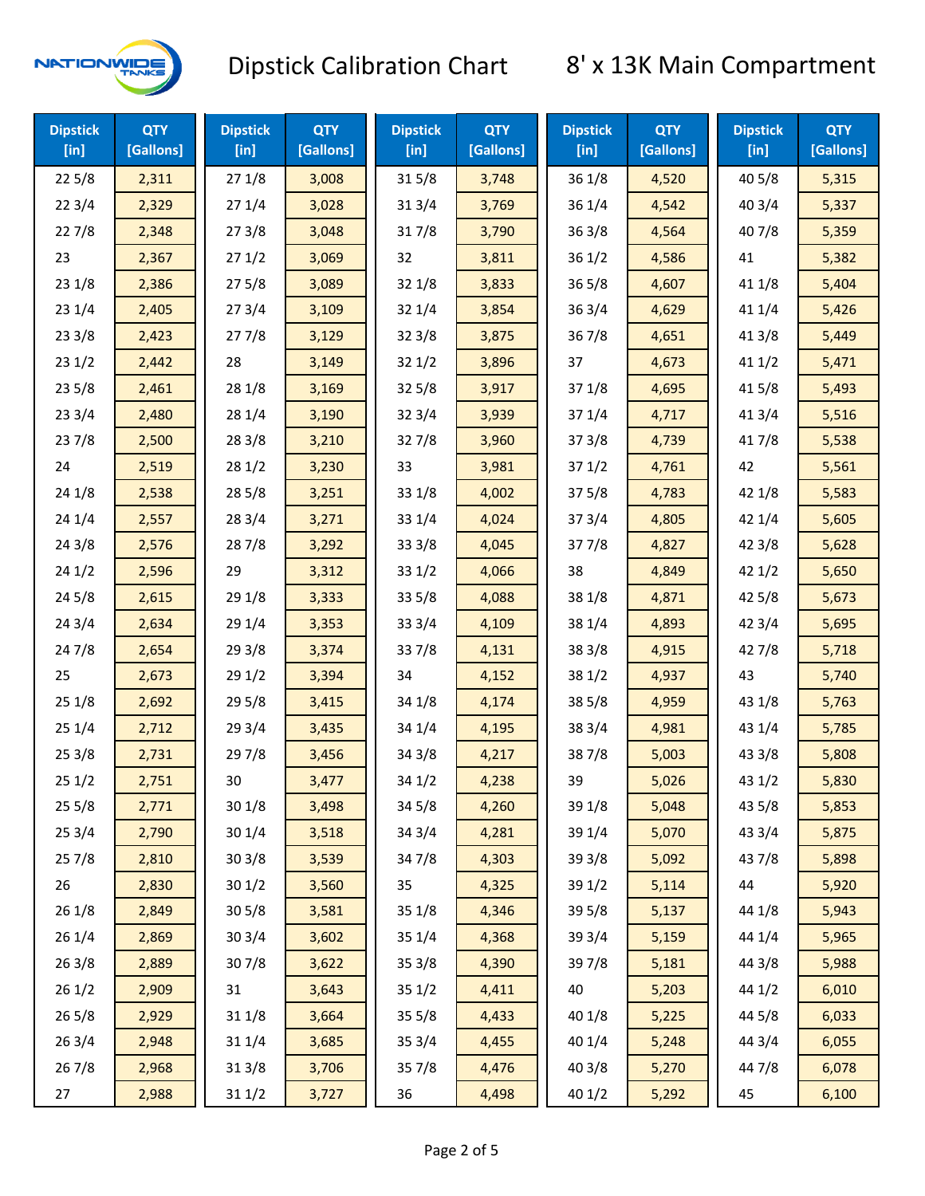# Dipstick Calibration Chart

## 8' x 13K Main Compartment

| Dipstick [in] | QTY [Gallons] | Dipstick [in] | QTY [Gallons] | Dipstick [in] | QTY [Gallons] | Dipstick [in] | QTY [Gallons] | Dipstick [in] | QTY [Gallons] |
|---|---|---|---|---|---|---|---|---|---|
| 22 5/8 | 2,311 | 27 1/8 | 3,008 | 31 5/8 | 3,748 | 36 1/8 | 4,520 | 40 5/8 | 5,315 |
| 22 3/4 | 2,329 | 27 1/4 | 3,028 | 31 3/4 | 3,769 | 36 1/4 | 4,542 | 40 3/4 | 5,337 |
| 22 7/8 | 2,348 | 27 3/8 | 3,048 | 31 7/8 | 3,790 | 36 3/8 | 4,564 | 40 7/8 | 5,359 |
| 23 | 2,367 | 27 1/2 | 3,069 | 32 | 3,811 | 36 1/2 | 4,586 | 41 | 5,382 |
| 23 1/8 | 2,386 | 27 5/8 | 3,089 | 32 1/8 | 3,833 | 36 5/8 | 4,607 | 41 1/8 | 5,404 |
| 23 1/4 | 2,405 | 27 3/4 | 3,109 | 32 1/4 | 3,854 | 36 3/4 | 4,629 | 41 1/4 | 5,426 |
| 23 3/8 | 2,423 | 27 7/8 | 3,129 | 32 3/8 | 3,875 | 36 7/8 | 4,651 | 41 3/8 | 5,449 |
| 23 1/2 | 2,442 | 28 | 3,149 | 32 1/2 | 3,896 | 37 | 4,673 | 41 1/2 | 5,471 |
| 23 5/8 | 2,461 | 28 1/8 | 3,169 | 32 5/8 | 3,917 | 37 1/8 | 4,695 | 41 5/8 | 5,493 |
| 23 3/4 | 2,480 | 28 1/4 | 3,190 | 32 3/4 | 3,939 | 37 1/4 | 4,717 | 41 3/4 | 5,516 |
| 23 7/8 | 2,500 | 28 3/8 | 3,210 | 32 7/8 | 3,960 | 37 3/8 | 4,739 | 41 7/8 | 5,538 |
| 24 | 2,519 | 28 1/2 | 3,230 | 33 | 3,981 | 37 1/2 | 4,761 | 42 | 5,561 |
| 24 1/8 | 2,538 | 28 5/8 | 3,251 | 33 1/8 | 4,002 | 37 5/8 | 4,783 | 42 1/8 | 5,583 |
| 24 1/4 | 2,557 | 28 3/4 | 3,271 | 33 1/4 | 4,024 | 37 3/4 | 4,805 | 42 1/4 | 5,605 |
| 24 3/8 | 2,576 | 28 7/8 | 3,292 | 33 3/8 | 4,045 | 37 7/8 | 4,827 | 42 3/8 | 5,628 |
| 24 1/2 | 2,596 | 29 | 3,312 | 33 1/2 | 4,066 | 38 | 4,849 | 42 1/2 | 5,650 |
| 24 5/8 | 2,615 | 29 1/8 | 3,333 | 33 5/8 | 4,088 | 38 1/8 | 4,871 | 42 5/8 | 5,673 |
| 24 3/4 | 2,634 | 29 1/4 | 3,353 | 33 3/4 | 4,109 | 38 1/4 | 4,893 | 42 3/4 | 5,695 |
| 24 7/8 | 2,654 | 29 3/8 | 3,374 | 33 7/8 | 4,131 | 38 3/8 | 4,915 | 42 7/8 | 5,718 |
| 25 | 2,673 | 29 1/2 | 3,394 | 34 | 4,152 | 38 1/2 | 4,937 | 43 | 5,740 |
| 25 1/8 | 2,692 | 29 5/8 | 3,415 | 34 1/8 | 4,174 | 38 5/8 | 4,959 | 43 1/8 | 5,763 |
| 25 1/4 | 2,712 | 29 3/4 | 3,435 | 34 1/4 | 4,195 | 38 3/4 | 4,981 | 43 1/4 | 5,785 |
| 25 3/8 | 2,731 | 29 7/8 | 3,456 | 34 3/8 | 4,217 | 38 7/8 | 5,003 | 43 3/8 | 5,808 |
| 25 1/2 | 2,751 | 30 | 3,477 | 34 1/2 | 4,238 | 39 | 5,026 | 43 1/2 | 5,830 |
| 25 5/8 | 2,771 | 30 1/8 | 3,498 | 34 5/8 | 4,260 | 39 1/8 | 5,048 | 43 5/8 | 5,853 |
| 25 3/4 | 2,790 | 30 1/4 | 3,518 | 34 3/4 | 4,281 | 39 1/4 | 5,070 | 43 3/4 | 5,875 |
| 25 7/8 | 2,810 | 30 3/8 | 3,539 | 34 7/8 | 4,303 | 39 3/8 | 5,092 | 43 7/8 | 5,898 |
| 26 | 2,830 | 30 1/2 | 3,560 | 35 | 4,325 | 39 1/2 | 5,114 | 44 | 5,920 |
| 26 1/8 | 2,849 | 30 5/8 | 3,581 | 35 1/8 | 4,346 | 39 5/8 | 5,137 | 44 1/8 | 5,943 |
| 26 1/4 | 2,869 | 30 3/4 | 3,602 | 35 1/4 | 4,368 | 39 3/4 | 5,159 | 44 1/4 | 5,965 |
| 26 3/8 | 2,889 | 30 7/8 | 3,622 | 35 3/8 | 4,390 | 39 7/8 | 5,181 | 44 3/8 | 5,988 |
| 26 1/2 | 2,909 | 31 | 3,643 | 35 1/2 | 4,411 | 40 | 5,203 | 44 1/2 | 6,010 |
| 26 5/8 | 2,929 | 31 1/8 | 3,664 | 35 5/8 | 4,433 | 40 1/8 | 5,225 | 44 5/8 | 6,033 |
| 26 3/4 | 2,948 | 31 1/4 | 3,685 | 35 3/4 | 4,455 | 40 1/4 | 5,248 | 44 3/4 | 6,055 |
| 26 7/8 | 2,968 | 31 3/8 | 3,706 | 35 7/8 | 4,476 | 40 3/8 | 5,270 | 44 7/8 | 6,078 |
| 27 | 2,988 | 31 1/2 | 3,727 | 36 | 4,498 | 40 1/2 | 5,292 | 45 | 6,100 |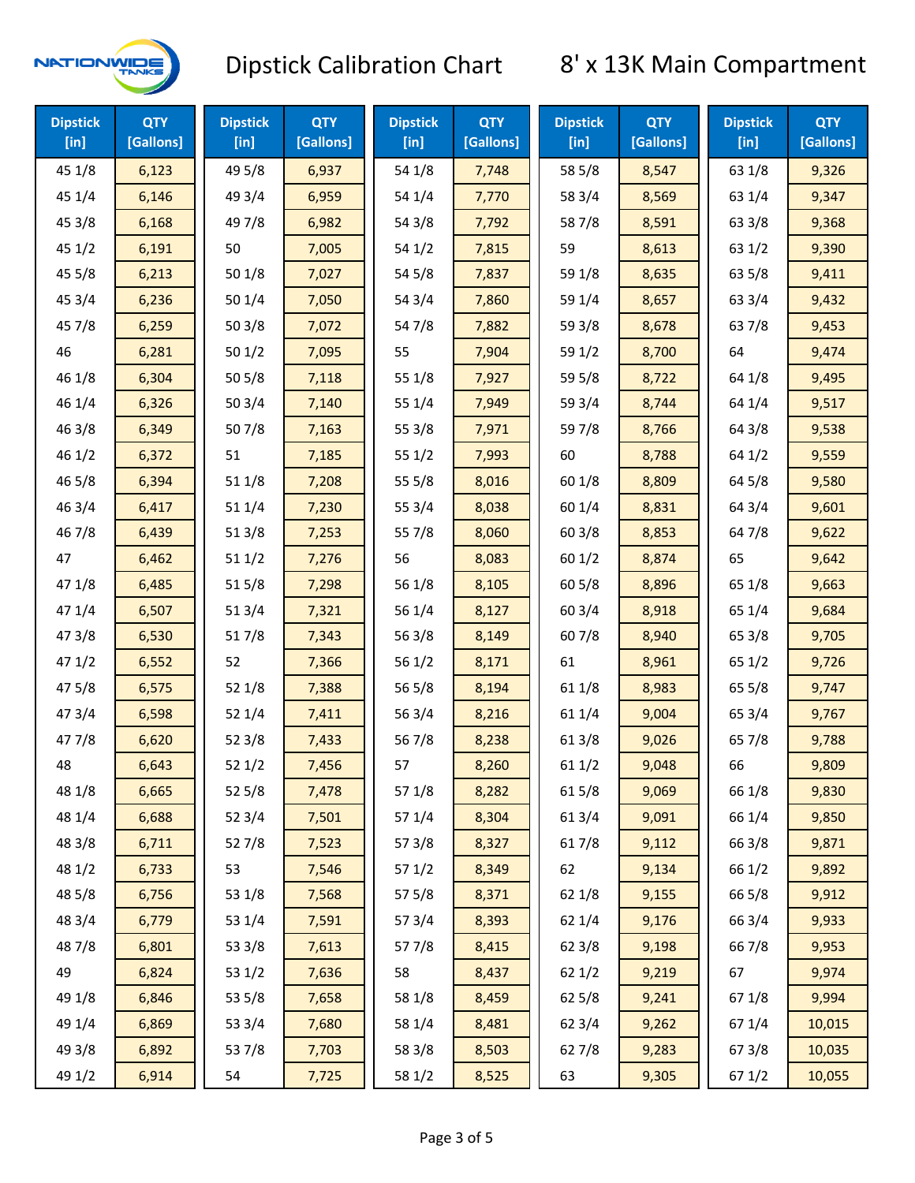# Dipstick Calibration Chart

## 8' x 13K Main Compartment

| Dipstick [in] | QTY [Gallons] | Dipstick [in] | QTY [Gallons] | Dipstick [in] | QTY [Gallons] | Dipstick [in] | QTY [Gallons] | Dipstick [in] | QTY [Gallons] |
|---|---|---|---|---|---|---|---|---|---|
| 45 1/8 | 6,123 | 49 5/8 | 6,937 | 54 1/8 | 7,748 | 58 5/8 | 8,547 | 63 1/8 | 9,326 |
| 45 1/4 | 6,146 | 49 3/4 | 6,959 | 54 1/4 | 7,770 | 58 3/4 | 8,569 | 63 1/4 | 9,347 |
| 45 3/8 | 6,168 | 49 7/8 | 6,982 | 54 3/8 | 7,792 | 58 7/8 | 8,591 | 63 3/8 | 9,368 |
| 45 1/2 | 6,191 | 50 | 7,005 | 54 1/2 | 7,815 | 59 | 8,613 | 63 1/2 | 9,390 |
| 45 5/8 | 6,213 | 50 1/8 | 7,027 | 54 5/8 | 7,837 | 59 1/8 | 8,635 | 63 5/8 | 9,411 |
| 45 3/4 | 6,236 | 50 1/4 | 7,050 | 54 3/4 | 7,860 | 59 1/4 | 8,657 | 63 3/4 | 9,432 |
| 45 7/8 | 6,259 | 50 3/8 | 7,072 | 54 7/8 | 7,882 | 59 3/8 | 8,678 | 63 7/8 | 9,453 |
| 46 | 6,281 | 50 1/2 | 7,095 | 55 | 7,904 | 59 1/2 | 8,700 | 64 | 9,474 |
| 46 1/8 | 6,304 | 50 5/8 | 7,118 | 55 1/8 | 7,927 | 59 5/8 | 8,722 | 64 1/8 | 9,495 |
| 46 1/4 | 6,326 | 50 3/4 | 7,140 | 55 1/4 | 7,949 | 59 3/4 | 8,744 | 64 1/4 | 9,517 |
| 46 3/8 | 6,349 | 50 7/8 | 7,163 | 55 3/8 | 7,971 | 59 7/8 | 8,766 | 64 3/8 | 9,538 |
| 46 1/2 | 6,372 | 51 | 7,185 | 55 1/2 | 7,993 | 60 | 8,788 | 64 1/2 | 9,559 |
| 46 5/8 | 6,394 | 51 1/8 | 7,208 | 55 5/8 | 8,016 | 60 1/8 | 8,809 | 64 5/8 | 9,580 |
| 46 3/4 | 6,417 | 51 1/4 | 7,230 | 55 3/4 | 8,038 | 60 1/4 | 8,831 | 64 3/4 | 9,601 |
| 46 7/8 | 6,439 | 51 3/8 | 7,253 | 55 7/8 | 8,060 | 60 3/8 | 8,853 | 64 7/8 | 9,622 |
| 47 | 6,462 | 51 1/2 | 7,276 | 56 | 8,083 | 60 1/2 | 8,874 | 65 | 9,642 |
| 47 1/8 | 6,485 | 51 5/8 | 7,298 | 56 1/8 | 8,105 | 60 5/8 | 8,896 | 65 1/8 | 9,663 |
| 47 1/4 | 6,507 | 51 3/4 | 7,321 | 56 1/4 | 8,127 | 60 3/4 | 8,918 | 65 1/4 | 9,684 |
| 47 3/8 | 6,530 | 51 7/8 | 7,343 | 56 3/8 | 8,149 | 60 7/8 | 8,940 | 65 3/8 | 9,705 |
| 47 1/2 | 6,552 | 52 | 7,366 | 56 1/2 | 8,171 | 61 | 8,961 | 65 1/2 | 9,726 |
| 47 5/8 | 6,575 | 52 1/8 | 7,388 | 56 5/8 | 8,194 | 61 1/8 | 8,983 | 65 5/8 | 9,747 |
| 47 3/4 | 6,598 | 52 1/4 | 7,411 | 56 3/4 | 8,216 | 61 1/4 | 9,004 | 65 3/4 | 9,767 |
| 47 7/8 | 6,620 | 52 3/8 | 7,433 | 56 7/8 | 8,238 | 61 3/8 | 9,026 | 65 7/8 | 9,788 |
| 48 | 6,643 | 52 1/2 | 7,456 | 57 | 8,260 | 61 1/2 | 9,048 | 66 | 9,809 |
| 48 1/8 | 6,665 | 52 5/8 | 7,478 | 57 1/8 | 8,282 | 61 5/8 | 9,069 | 66 1/8 | 9,830 |
| 48 1/4 | 6,688 | 52 3/4 | 7,501 | 57 1/4 | 8,304 | 61 3/4 | 9,091 | 66 1/4 | 9,850 |
| 48 3/8 | 6,711 | 52 7/8 | 7,523 | 57 3/8 | 8,327 | 61 7/8 | 9,112 | 66 3/8 | 9,871 |
| 48 1/2 | 6,733 | 53 | 7,546 | 57 1/2 | 8,349 | 62 | 9,134 | 66 1/2 | 9,892 |
| 48 5/8 | 6,756 | 53 1/8 | 7,568 | 57 5/8 | 8,371 | 62 1/8 | 9,155 | 66 5/8 | 9,912 |
| 48 3/4 | 6,779 | 53 1/4 | 7,591 | 57 3/4 | 8,393 | 62 1/4 | 9,176 | 66 3/4 | 9,933 |
| 48 7/8 | 6,801 | 53 3/8 | 7,613 | 57 7/8 | 8,415 | 62 3/8 | 9,198 | 66 7/8 | 9,953 |
| 49 | 6,824 | 53 1/2 | 7,636 | 58 | 8,437 | 62 1/2 | 9,219 | 67 | 9,974 |
| 49 1/8 | 6,846 | 53 5/8 | 7,658 | 58 1/8 | 8,459 | 62 5/8 | 9,241 | 67 1/8 | 9,994 |
| 49 1/4 | 6,869 | 53 3/4 | 7,680 | 58 1/4 | 8,481 | 62 3/4 | 9,262 | 67 1/4 | 10,015 |
| 49 3/8 | 6,892 | 53 7/8 | 7,703 | 58 3/8 | 8,503 | 62 7/8 | 9,283 | 67 3/8 | 10,035 |
| 49 1/2 | 6,914 | 54 | 7,725 | 58 1/2 | 8,525 | 63 | 9,305 | 67 1/2 | 10,055 |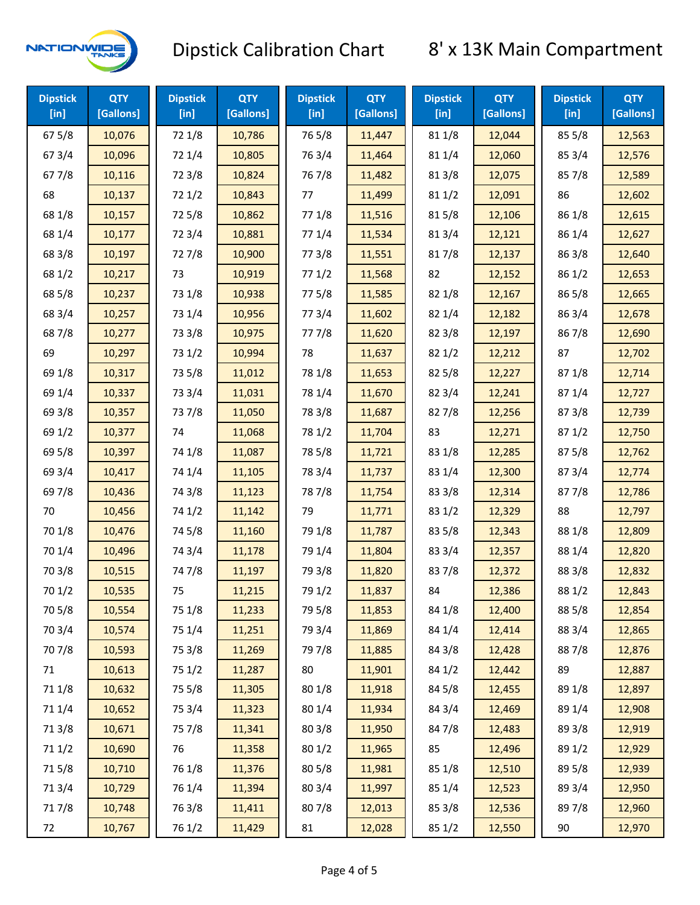# Dipstick Calibration Chart

## 8' x 13K Main Compartment

| Dipstick [in] | QTY [Gallons] |
|---|---|
| 67 5/8 | 10,076 |
| 67 3/4 | 10,096 |
| 67 7/8 | 10,116 |
| 68 | 10,137 |
| 68 1/8 | 10,157 |
| 68 1/4 | 10,177 |
| 68 3/8 | 10,197 |
| 68 1/2 | 10,217 |
| 68 5/8 | 10,237 |
| 68 3/4 | 10,257 |
| 68 7/8 | 10,277 |
| 69 | 10,297 |
| 69 1/8 | 10,317 |
| 69 1/4 | 10,337 |
| 69 3/8 | 10,357 |
| 69 1/2 | 10,377 |
| 69 5/8 | 10,397 |
| 69 3/4 | 10,417 |
| 69 7/8 | 10,436 |
| 70 | 10,456 |
| 70 1/8 | 10,476 |
| 70 1/4 | 10,496 |
| 70 3/8 | 10,515 |
| 70 1/2 | 10,535 |
| 70 5/8 | 10,554 |
| 70 3/4 | 10,574 |
| 70 7/8 | 10,593 |
| 71 | 10,613 |
| 71 1/8 | 10,632 |
| 71 1/4 | 10,652 |
| 71 3/8 | 10,671 |
| 71 1/2 | 10,690 |
| 71 5/8 | 10,710 |
| 71 3/4 | 10,729 |
| 71 7/8 | 10,748 |
| 72 | 10,767 |
| 72 1/8 | 10,786 |
| 72 1/4 | 10,805 |
| 72 3/8 | 10,824 |
| 72 1/2 | 10,843 |
| 72 5/8 | 10,862 |
| 72 3/4 | 10,881 |
| 72 7/8 | 10,900 |
| 73 | 10,919 |
| 73 1/8 | 10,938 |
| 73 1/4 | 10,956 |
| 73 3/8 | 10,975 |
| 73 1/2 | 10,994 |
| 73 5/8 | 11,012 |
| 73 3/4 | 11,031 |
| 73 7/8 | 11,050 |
| 74 | 11,068 |
| 74 1/8 | 11,087 |
| 74 1/4 | 11,105 |
| 74 3/8 | 11,123 |
| 74 1/2 | 11,142 |
| 74 5/8 | 11,160 |
| 74 3/4 | 11,178 |
| 74 7/8 | 11,197 |
| 75 | 11,215 |
| 75 1/8 | 11,233 |
| 75 1/4 | 11,251 |
| 75 3/8 | 11,269 |
| 75 1/2 | 11,287 |
| 75 5/8 | 11,305 |
| 75 3/4 | 11,323 |
| 75 7/8 | 11,341 |
| 76 | 11,358 |
| 76 1/8 | 11,376 |
| 76 1/4 | 11,394 |
| 76 3/8 | 11,411 |
| 76 1/2 | 11,429 |
| 76 5/8 | 11,447 |
| 76 3/4 | 11,464 |
| 76 7/8 | 11,482 |
| 77 | 11,499 |
| 77 1/8 | 11,516 |
| 77 1/4 | 11,534 |
| 77 3/8 | 11,551 |
| 77 1/2 | 11,568 |
| 77 5/8 | 11,585 |
| 77 3/4 | 11,602 |
| 77 7/8 | 11,620 |
| 78 | 11,637 |
| 78 1/8 | 11,653 |
| 78 1/4 | 11,670 |
| 78 3/8 | 11,687 |
| 78 1/2 | 11,704 |
| 78 5/8 | 11,721 |
| 78 3/4 | 11,737 |
| 78 7/8 | 11,754 |
| 79 | 11,771 |
| 79 1/8 | 11,787 |
| 79 1/4 | 11,804 |
| 79 3/8 | 11,820 |
| 79 1/2 | 11,837 |
| 79 5/8 | 11,853 |
| 79 3/4 | 11,869 |
| 79 7/8 | 11,885 |
| 80 | 11,901 |
| 80 1/8 | 11,918 |
| 80 1/4 | 11,934 |
| 80 3/8 | 11,950 |
| 80 1/2 | 11,965 |
| 80 5/8 | 11,981 |
| 80 3/4 | 11,997 |
| 80 7/8 | 12,013 |
| 81 | 12,028 |
| 81 1/8 | 12,044 |
| 81 1/4 | 12,060 |
| 81 3/8 | 12,075 |
| 81 1/2 | 12,091 |
| 81 5/8 | 12,106 |
| 81 3/4 | 12,121 |
| 81 7/8 | 12,137 |
| 82 | 12,152 |
| 82 1/8 | 12,167 |
| 82 1/4 | 12,182 |
| 82 3/8 | 12,197 |
| 82 1/2 | 12,212 |
| 82 5/8 | 12,227 |
| 82 3/4 | 12,241 |
| 82 7/8 | 12,256 |
| 83 | 12,271 |
| 83 1/8 | 12,285 |
| 83 1/4 | 12,300 |
| 83 3/8 | 12,314 |
| 83 1/2 | 12,329 |
| 83 5/8 | 12,343 |
| 83 3/4 | 12,357 |
| 83 7/8 | 12,372 |
| 84 | 12,386 |
| 84 1/8 | 12,400 |
| 84 1/4 | 12,414 |
| 84 3/8 | 12,428 |
| 84 1/2 | 12,442 |
| 84 5/8 | 12,455 |
| 84 3/4 | 12,469 |
| 84 7/8 | 12,483 |
| 85 | 12,496 |
| 85 1/8 | 12,510 |
| 85 1/4 | 12,523 |
| 85 3/8 | 12,536 |
| 85 1/2 | 12,550 |
| 85 5/8 | 12,563 |
| 85 3/4 | 12,576 |
| 85 7/8 | 12,589 |
| 86 | 12,602 |
| 86 1/8 | 12,615 |
| 86 1/4 | 12,627 |
| 86 3/8 | 12,640 |
| 86 1/2 | 12,653 |
| 86 5/8 | 12,665 |
| 86 3/4 | 12,678 |
| 86 7/8 | 12,690 |
| 87 | 12,702 |
| 87 1/8 | 12,714 |
| 87 1/4 | 12,727 |
| 87 3/8 | 12,739 |
| 87 1/2 | 12,750 |
| 87 5/8 | 12,762 |
| 87 3/4 | 12,774 |
| 87 7/8 | 12,786 |
| 88 | 12,797 |
| 88 1/8 | 12,809 |
| 88 1/4 | 12,820 |
| 88 3/8 | 12,832 |
| 88 1/2 | 12,843 |
| 88 5/8 | 12,854 |
| 88 3/4 | 12,865 |
| 88 7/8 | 12,876 |
| 89 | 12,887 |
| 89 1/8 | 12,897 |
| 89 1/4 | 12,908 |
| 89 3/8 | 12,919 |
| 89 1/2 | 12,929 |
| 89 5/8 | 12,939 |
| 89 3/4 | 12,950 |
| 89 7/8 | 12,960 |
| 90 | 12,970 |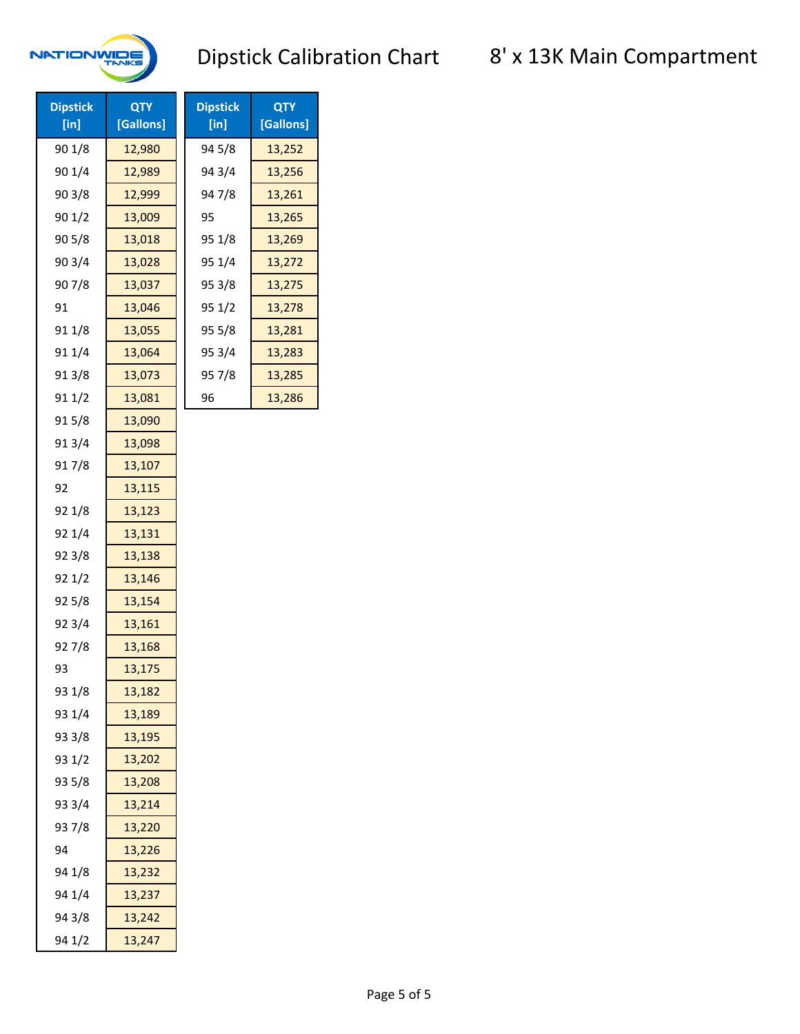# Dipstick Calibration Chart

## 8' x 13K Main Compartment

| Dipstick [in] | QTY [Gallons] |
|---|---|
| 90 1/8 | 12,980 |
| 90 1/4 | 12,989 |
| 90 3/8 | 12,999 |
| 90 1/2 | 13,009 |
| 90 5/8 | 13,018 |
| 90 3/4 | 13,028 |
| 90 7/8 | 13,037 |
| 91 | 13,046 |
| 91 1/8 | 13,055 |
| 91 1/4 | 13,064 |
| 91 3/8 | 13,073 |
| 91 1/2 | 13,081 |
| 91 5/8 | 13,090 |
| 91 3/4 | 13,098 |
| 91 7/8 | 13,107 |
| 92 | 13,115 |
| 92 1/8 | 13,123 |
| 92 1/4 | 13,131 |
| 92 3/8 | 13,138 |
| 92 1/2 | 13,146 |
| 92 5/8 | 13,154 |
| 92 3/4 | 13,161 |
| 92 7/8 | 13,168 |
| 93 | 13,175 |
| 93 1/8 | 13,182 |
| 93 1/4 | 13,189 |
| 93 3/8 | 13,195 |
| 93 1/2 | 13,202 |
| 93 5/8 | 13,208 |
| 93 3/4 | 13,214 |
| 93 7/8 | 13,220 |
| 94 | 13,226 |
| 94 1/8 | 13,232 |
| 94 1/4 | 13,237 |
| 94 3/8 | 13,242 |
| 94 1/2 | 13,247 |
| 94 5/8 | 13,252 |
| 94 3/4 | 13,256 |
| 94 7/8 | 13,261 |
| 95 | 13,265 |
| 95 1/8 | 13,269 |
| 95 1/4 | 13,272 |
| 95 3/8 | 13,275 |
| 95 1/2 | 13,278 |
| 95 5/8 | 13,281 |
| 95 3/4 | 13,283 |
| 95 7/8 | 13,285 |
| 96 | 13,286 |